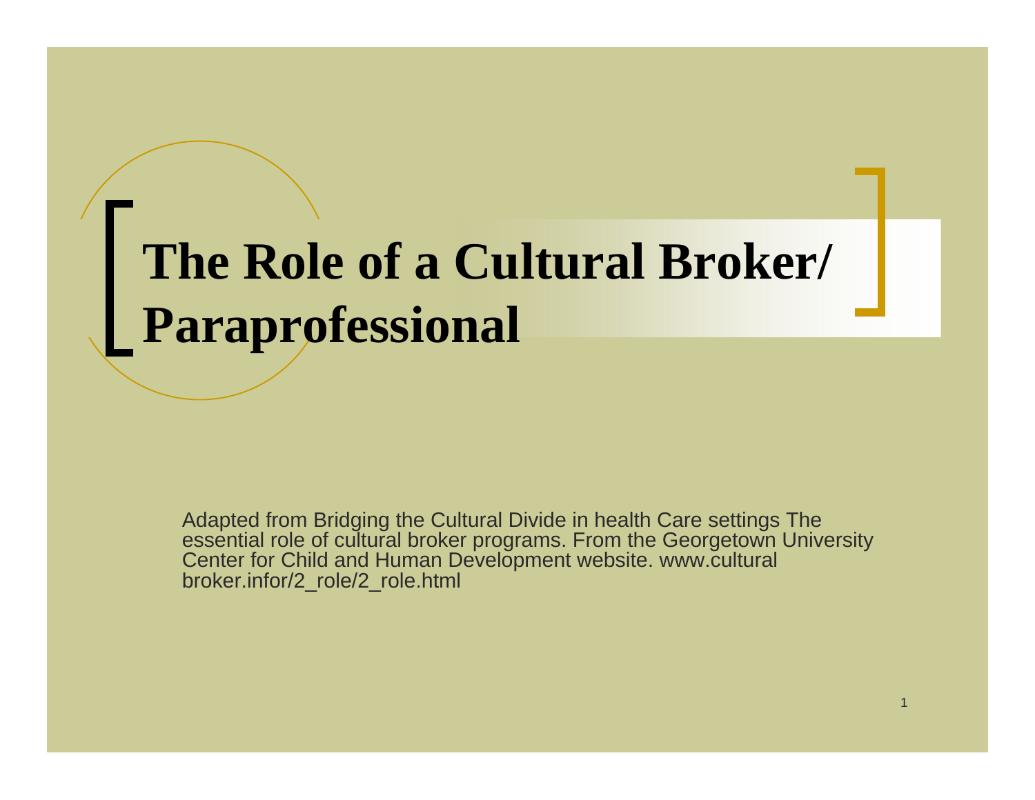# The Role of a Cultural Broker/ Paraprofessional

Adapted from Bridging the Cultural Divide in health Care settings The essential role of cultural broker programs. From the Georgetown University Center for Child and Human Development website. www.cultural broker.infor/2_role/2_role.html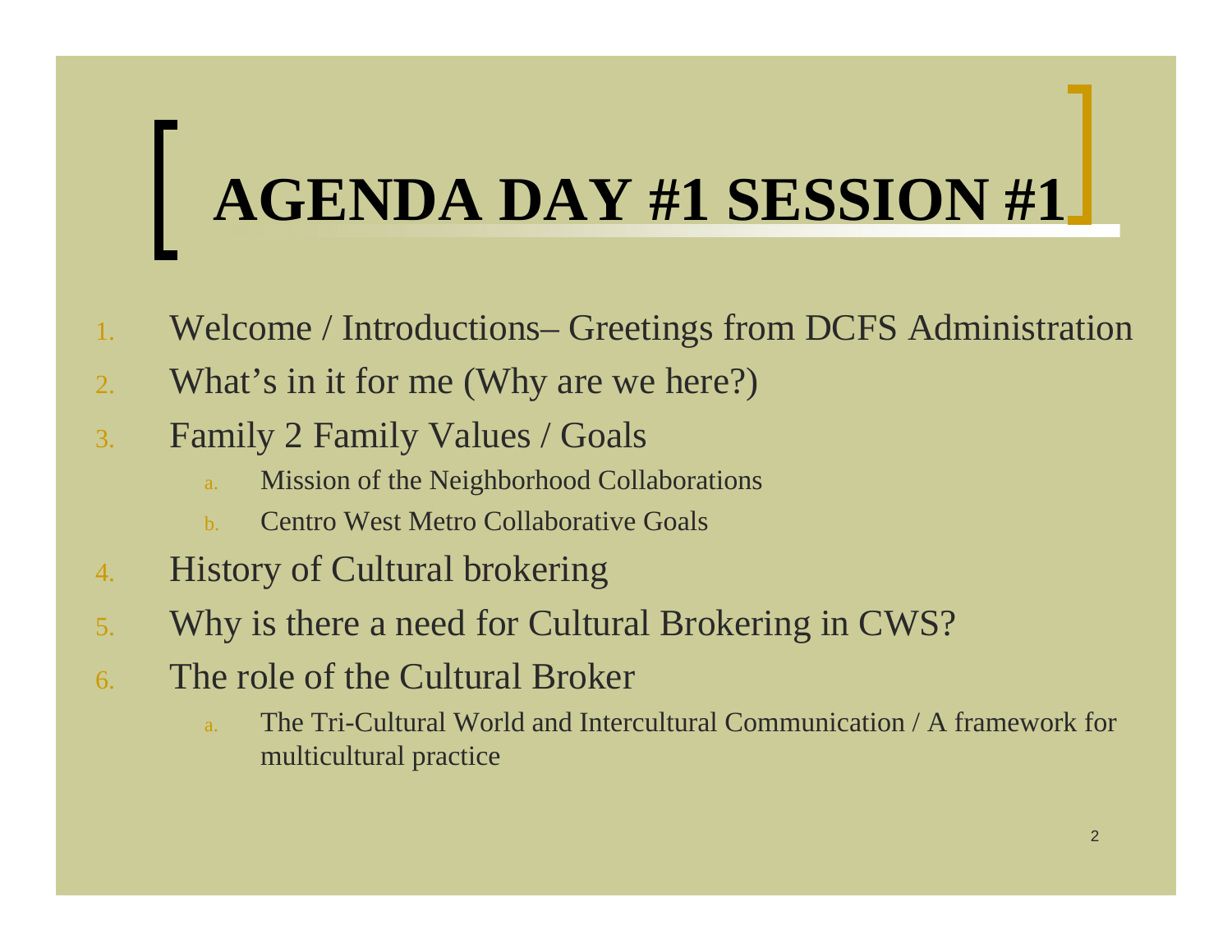# AGENDA DAY #1 SESSION #1

1. Welcome / Introductions– Greetings from DCFS Administration
2. What's in it for me (Why are we here?)
3. Family 2 Family Values / Goals
    a. Mission of the Neighborhood Collaborations
    b. Centro West Metro Collaborative Goals
4. History of Cultural brokering
5. Why is there a need for Cultural Brokering in CWS?
6. The role of the Cultural Broker
    a. The Tri-Cultural World and Intercultural Communication / A framework for multicultural practice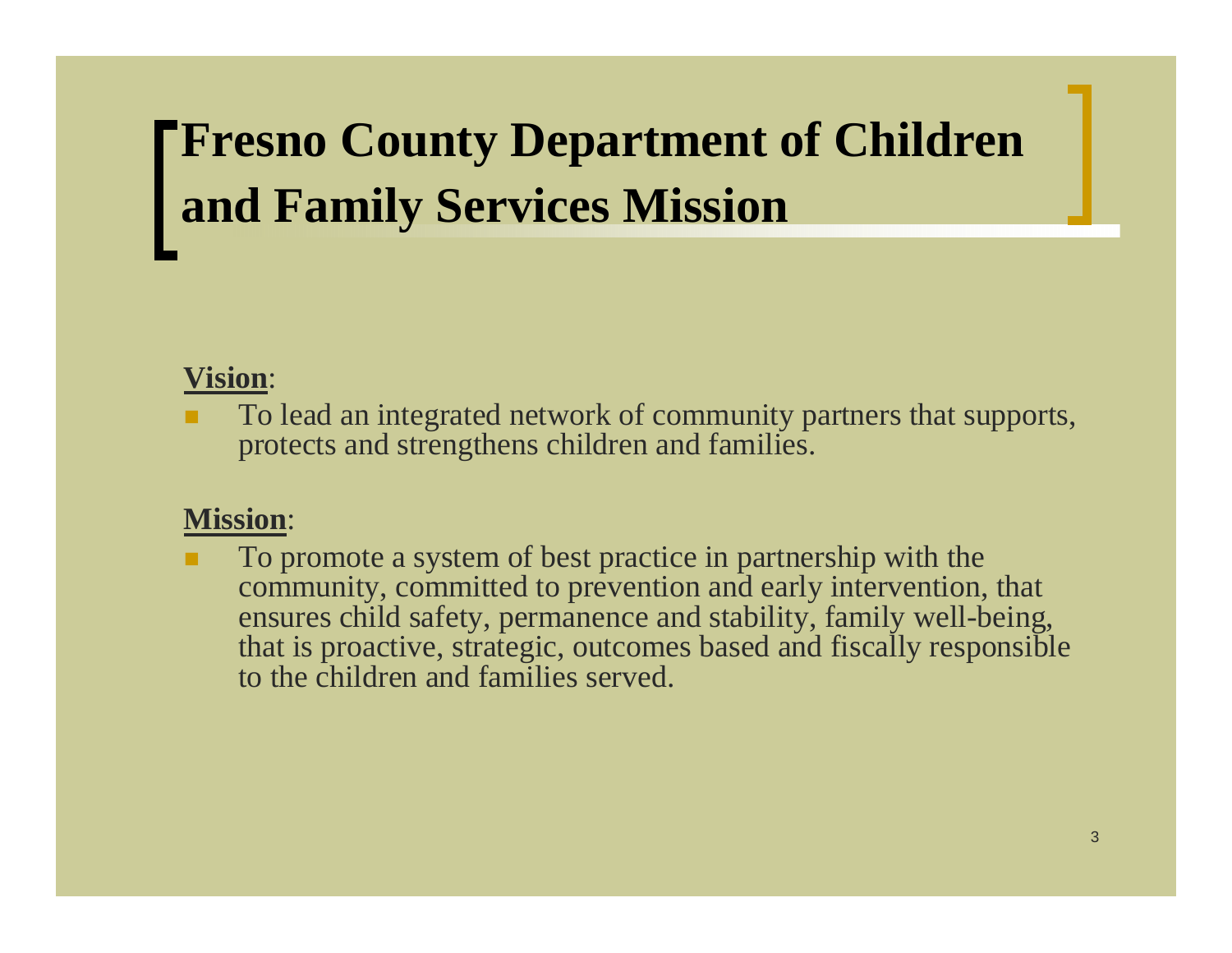# Fresno County Department of Children and Family Services Mission

**Vision**:

- To lead an integrated network of community partners that supports, protects and strengthens children and families.

**Mission**:

- To promote a system of best practice in partnership with the community, committed to prevention and early intervention, that ensures child safety, permanence and stability, family well-being, that is proactive, strategic, outcomes based and fiscally responsible to the children and families served.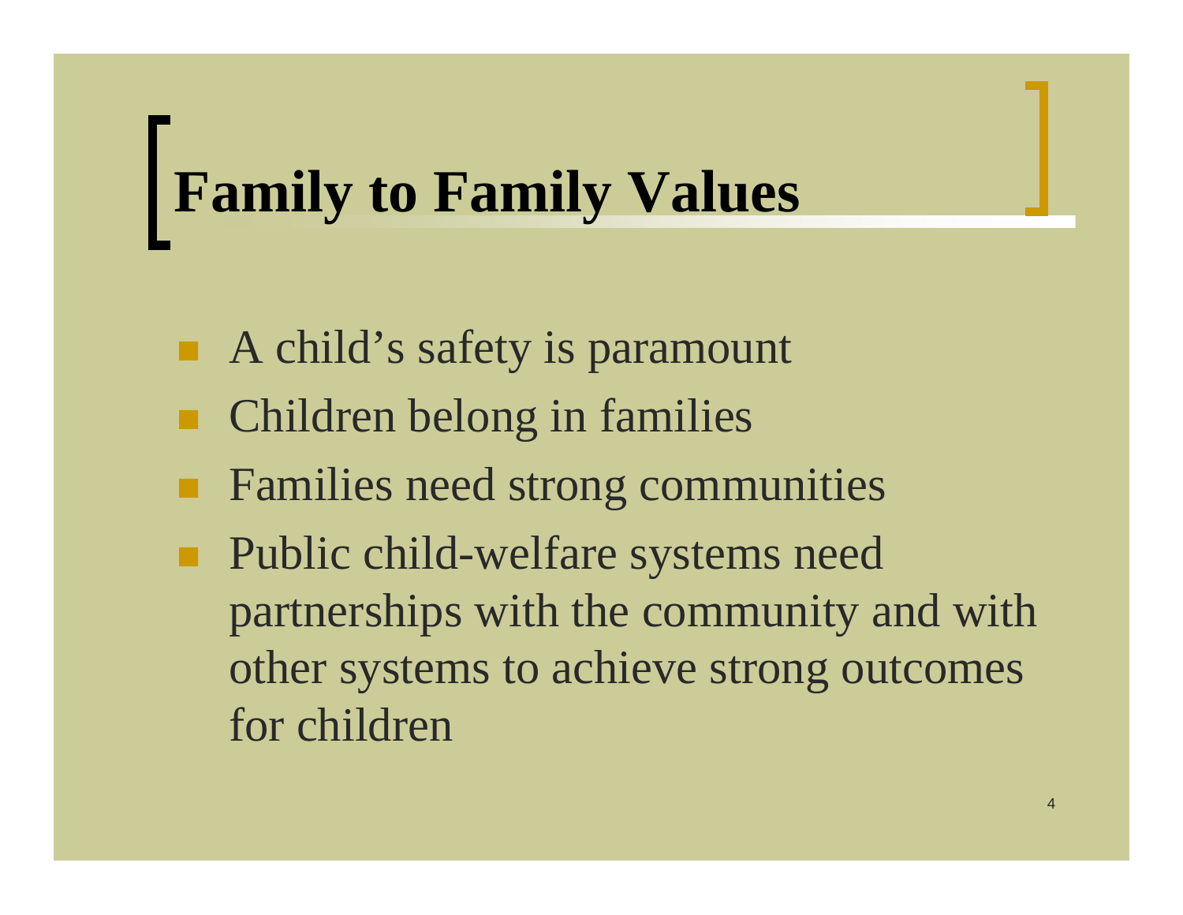# Family to Family Values

- A child's safety is paramount
- Children belong in families
- Families need strong communities
- Public child-welfare systems need partnerships with the community and with other systems to achieve strong outcomes for children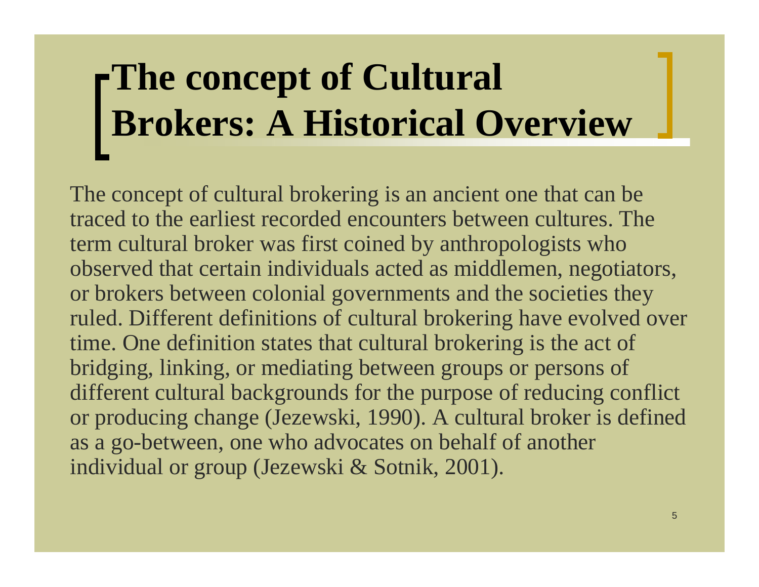# The concept of Cultural Brokers: A Historical Overview

The concept of cultural brokering is an ancient one that can be traced to the earliest recorded encounters between cultures. The term cultural broker was first coined by anthropologists who observed that certain individuals acted as middlemen, negotiators, or brokers between colonial governments and the societies they ruled. Different definitions of cultural brokering have evolved over time. One definition states that cultural brokering is the act of bridging, linking, or mediating between groups or persons of different cultural backgrounds for the purpose of reducing conflict or producing change (Jezewski, 1990). A cultural broker is defined as a go-between, one who advocates on behalf of another individual or group (Jezewski & Sotnik, 2001).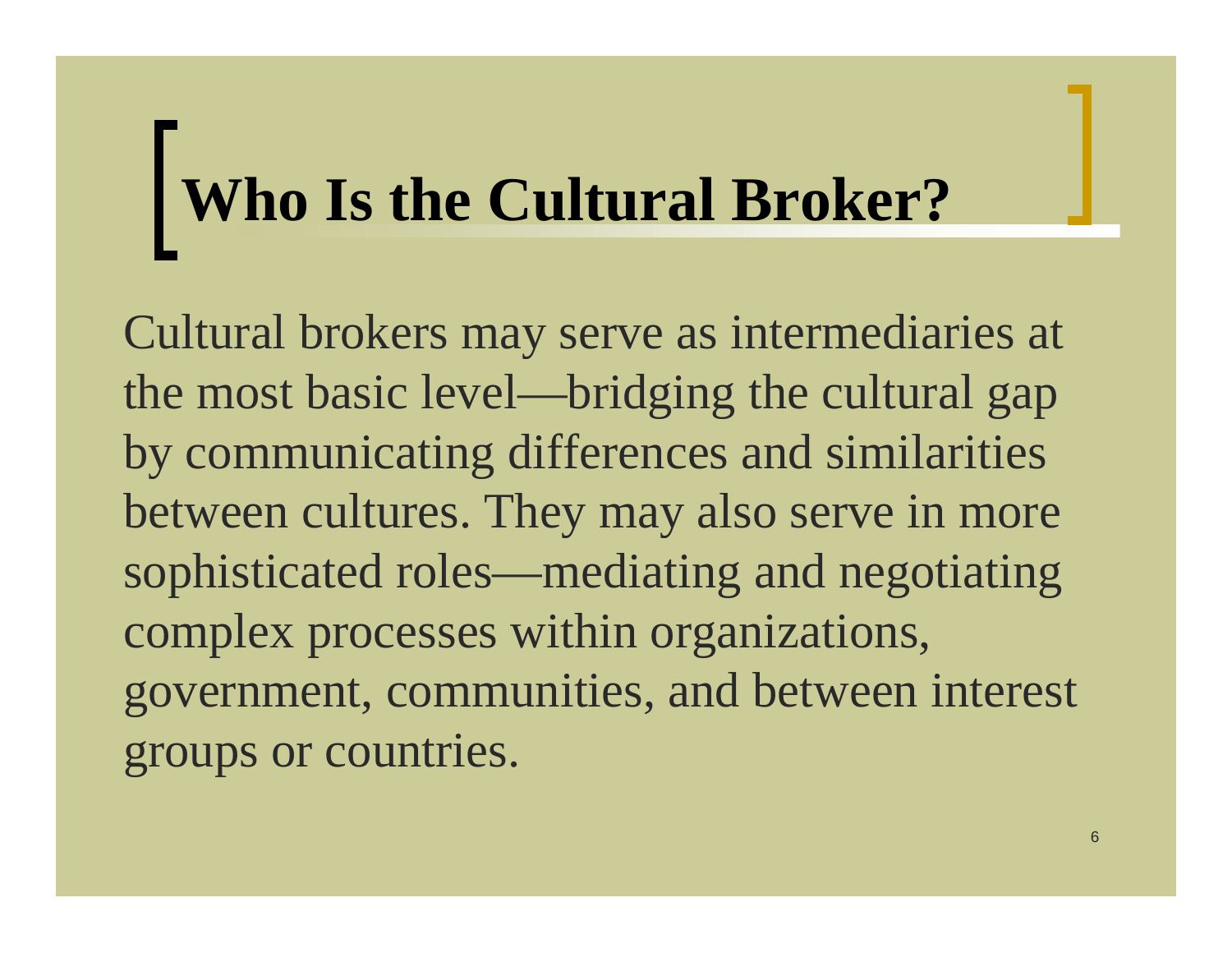# Who Is the Cultural Broker?

Cultural brokers may serve as intermediaries at the most basic level—bridging the cultural gap by communicating differences and similarities between cultures. They may also serve in more sophisticated roles—mediating and negotiating complex processes within organizations, government, communities, and between interest groups or countries.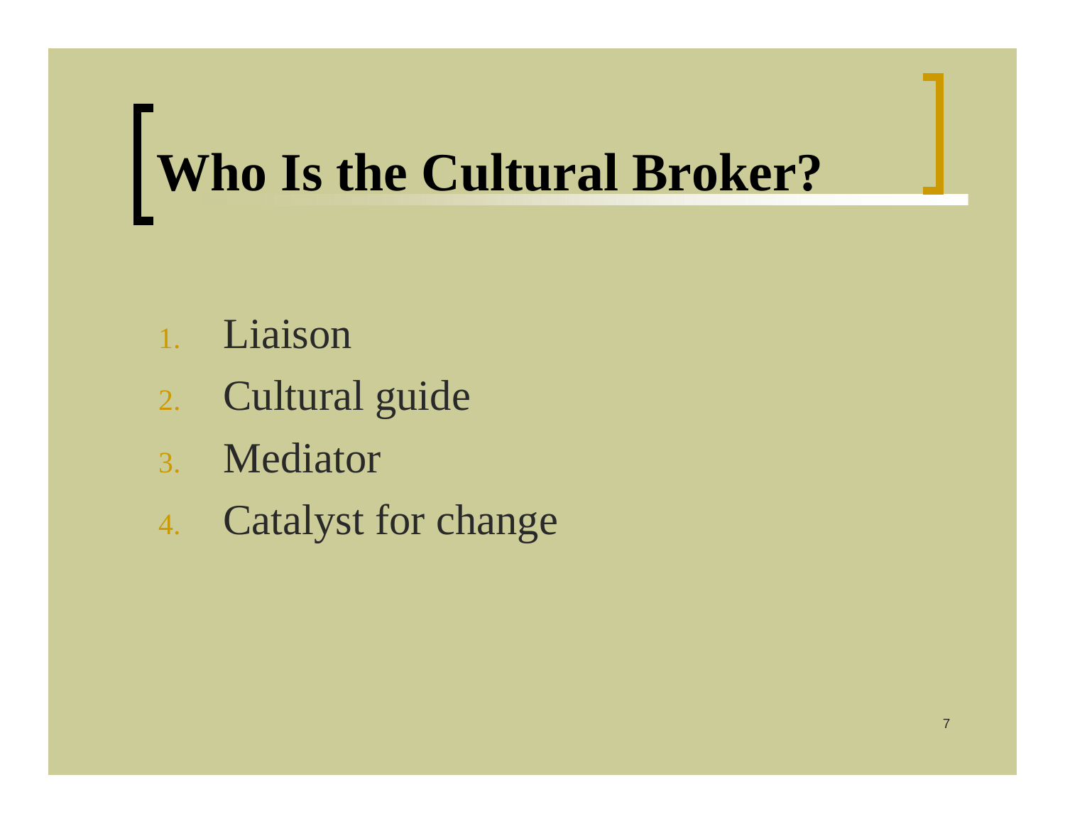# Who Is the Cultural Broker?

1. Liaison
2. Cultural guide
3. Mediator
4. Catalyst for change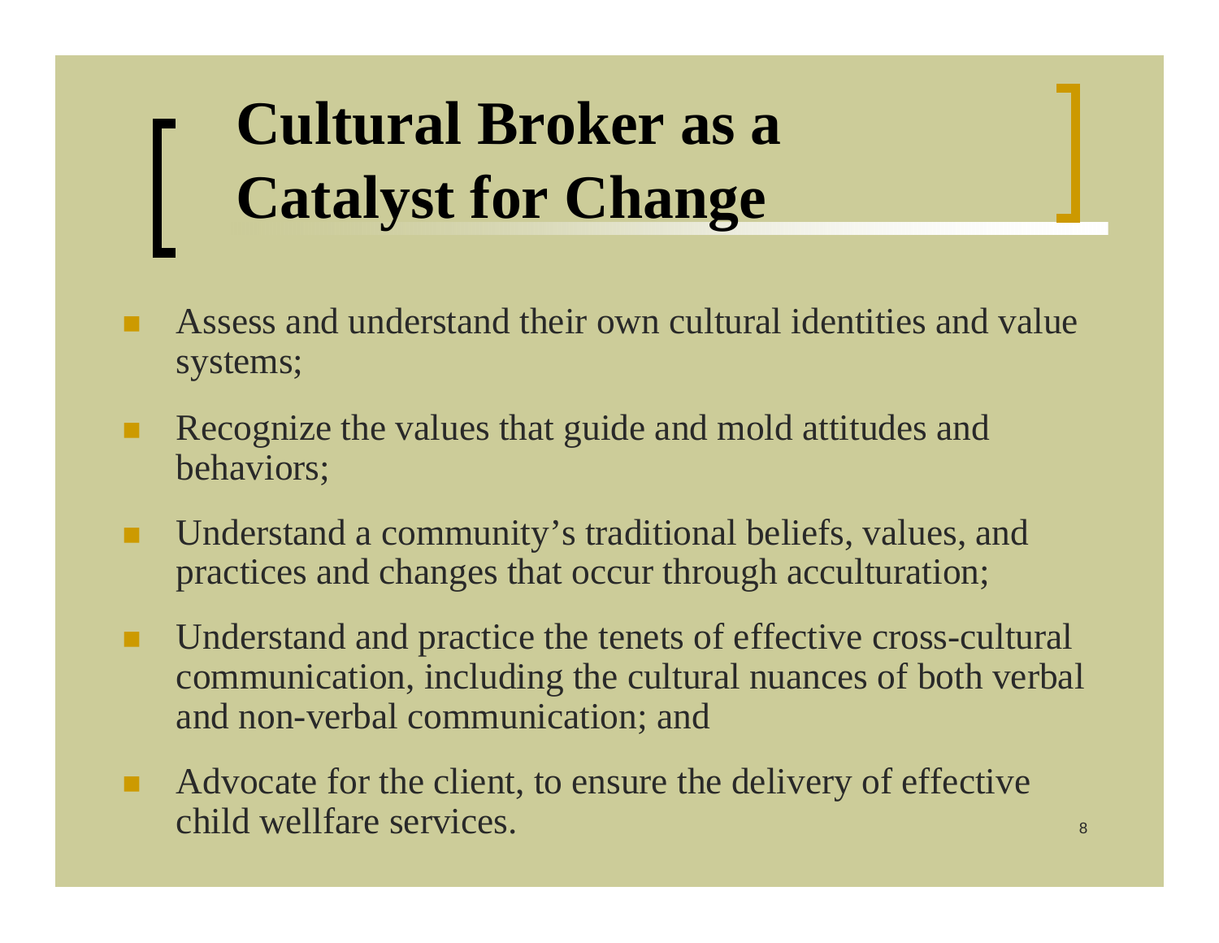# Cultural Broker as a Catalyst for Change

- Assess and understand their own cultural identities and value systems;
- Recognize the values that guide and mold attitudes and behaviors;
- Understand a community's traditional beliefs, values, and practices and changes that occur through acculturation;
- Understand and practice the tenets of effective cross-cultural communication, including the cultural nuances of both verbal and non-verbal communication; and
- Advocate for the client, to ensure the delivery of effective child wellfare services.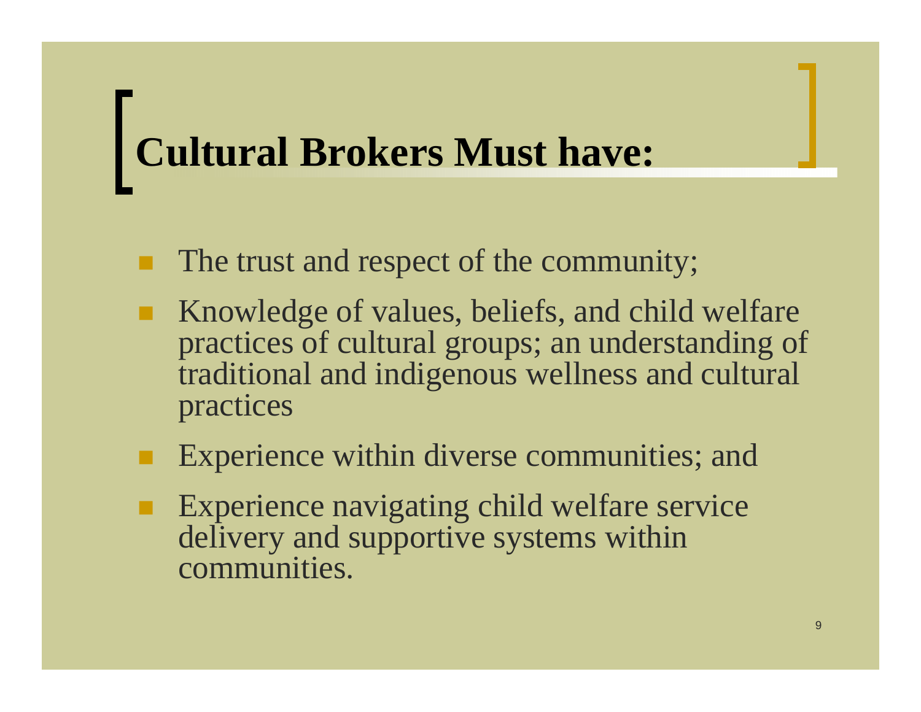# Cultural Brokers Must have:

- The trust and respect of the community;
- Knowledge of values, beliefs, and child welfare practices of cultural groups; an understanding of traditional and indigenous wellness and cultural practices
- Experience within diverse communities; and
- Experience navigating child welfare service delivery and supportive systems within communities.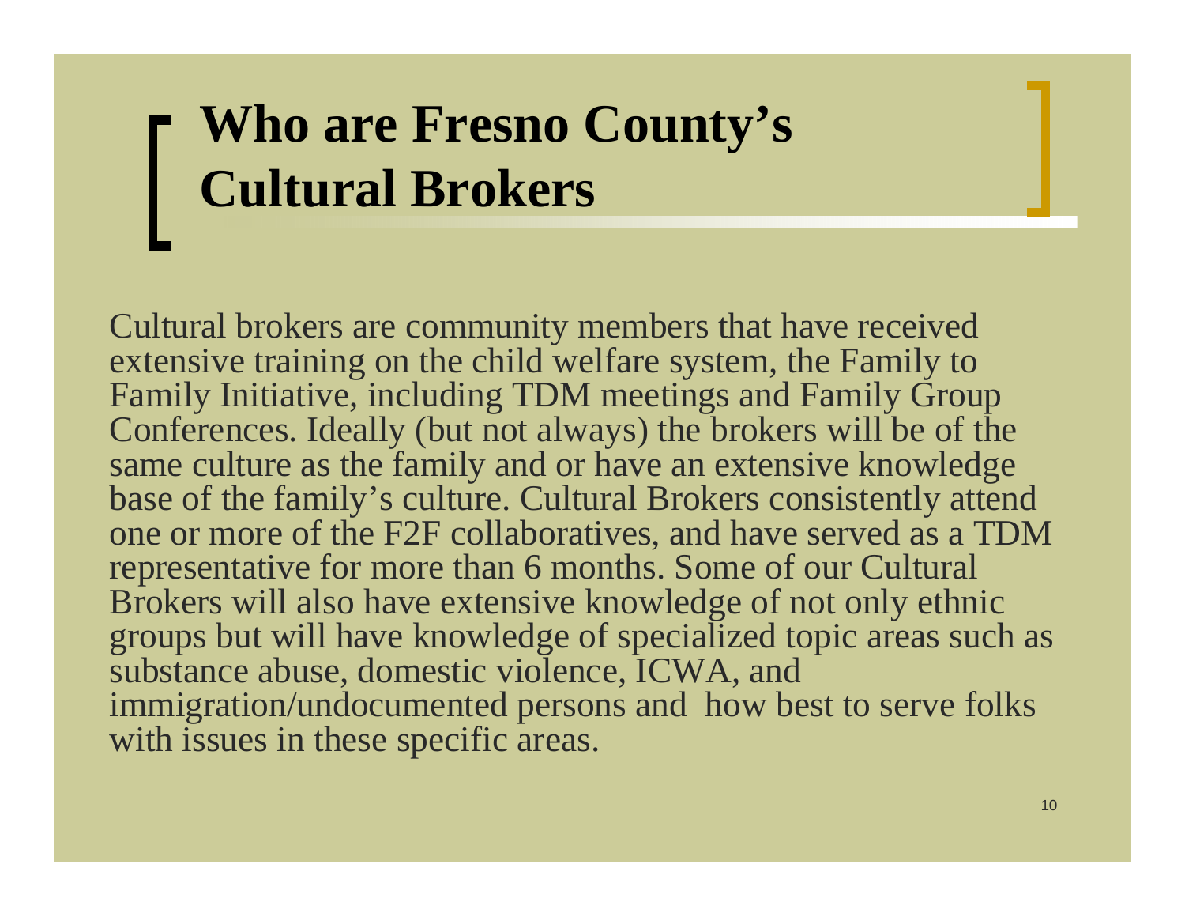# Who are Fresno County's Cultural Brokers

Cultural brokers are community members that have received extensive training on the child welfare system, the Family to Family Initiative, including TDM meetings and Family Group Conferences. Ideally (but not always) the brokers will be of the same culture as the family and or have an extensive knowledge base of the family's culture. Cultural Brokers consistently attend one or more of the F2F collaboratives, and have served as a TDM representative for more than 6 months. Some of our Cultural Brokers will also have extensive knowledge of not only ethnic groups but will have knowledge of specialized topic areas such as substance abuse, domestic violence, ICWA, and immigration/undocumented persons and how best to serve folks with issues in these specific areas.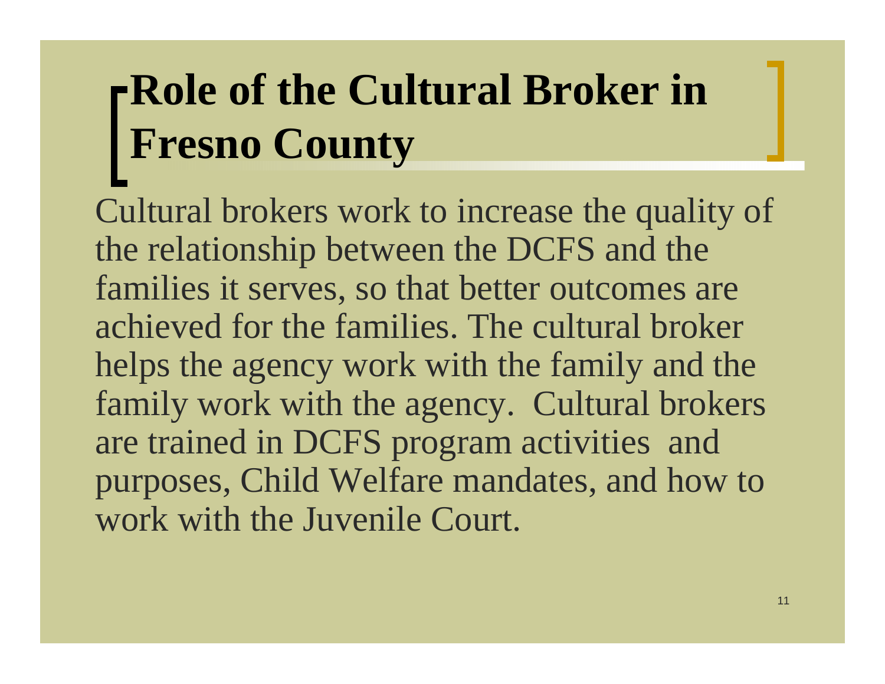# Role of the Cultural Broker in Fresno County

Cultural brokers work to increase the quality of the relationship between the DCFS and the families it serves, so that better outcomes are achieved for the families. The cultural broker helps the agency work with the family and the family work with the agency. Cultural brokers are trained in DCFS program activities and purposes, Child Welfare mandates, and how to work with the Juvenile Court.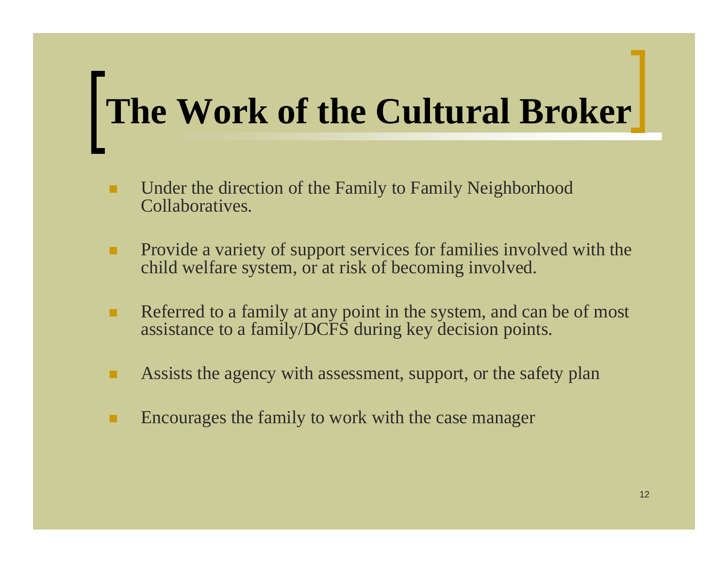# The Work of the Cultural Broker

- Under the direction of the Family to Family Neighborhood Collaboratives.
- Provide a variety of support services for families involved with the child welfare system, or at risk of becoming involved.
- Referred to a family at any point in the system, and can be of most assistance to a family/DCFS during key decision points.
- Assists the agency with assessment, support, or the safety plan
- Encourages the family to work with the case manager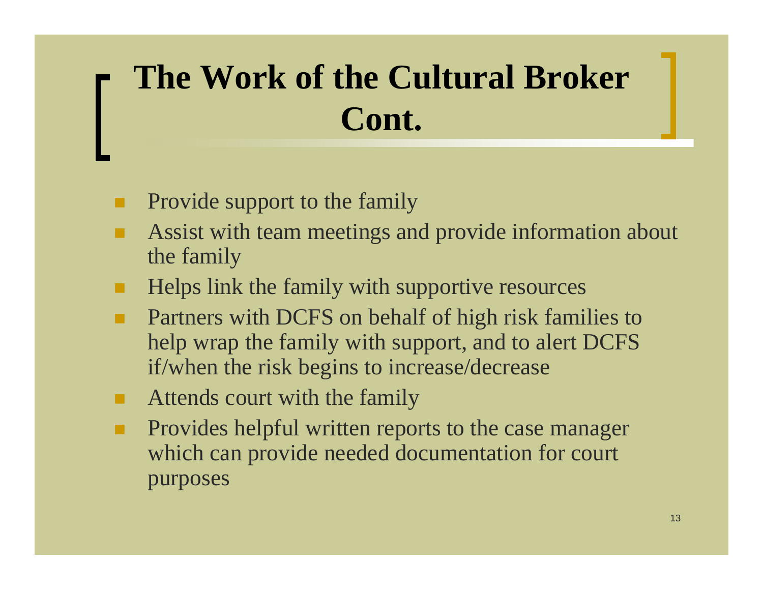# The Work of the Cultural Broker Cont.

- Provide support to the family
- Assist with team meetings and provide information about the family
- Helps link the family with supportive resources
- Partners with DCFS on behalf of high risk families to help wrap the family with support, and to alert DCFS if/when the risk begins to increase/decrease
- Attends court with the family
- Provides helpful written reports to the case manager which can provide needed documentation for court purposes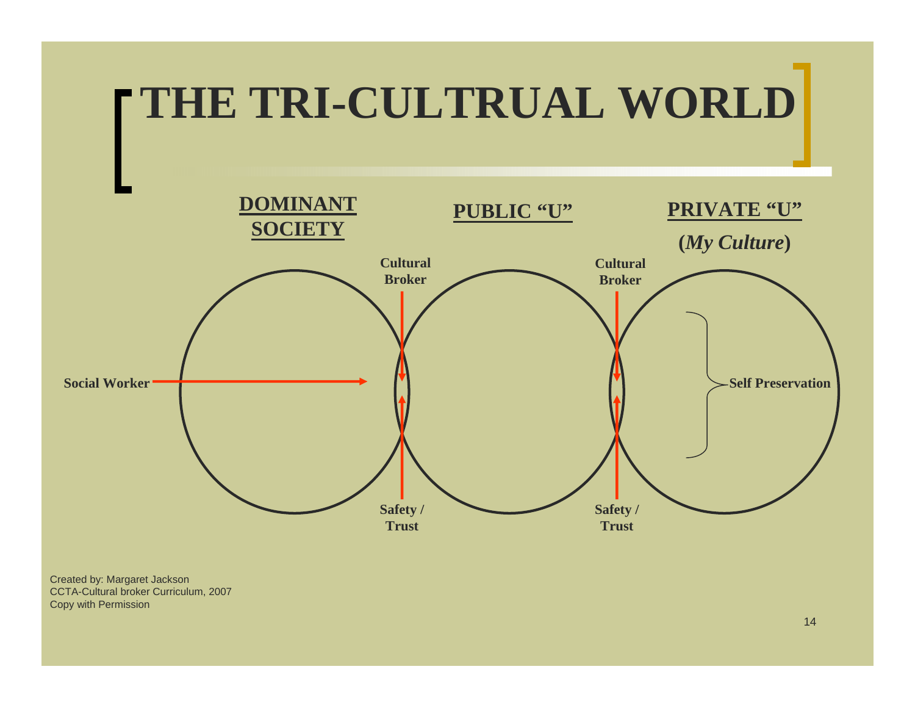# THE TRI-CULTRUAL WORLD

**DOMINANT SOCIETY**

**PUBLIC "U"**

**PRIVATE "U"**

**(*My Culture*)**

**Cultural Broker**

**Cultural Broker**

**Social Worker**

**Self Preservation**

**Safety / Trust**

**Safety / Trust**

Created by: Margaret Jackson
CCTA-Cultural broker Curriculum, 2007
Copy with Permission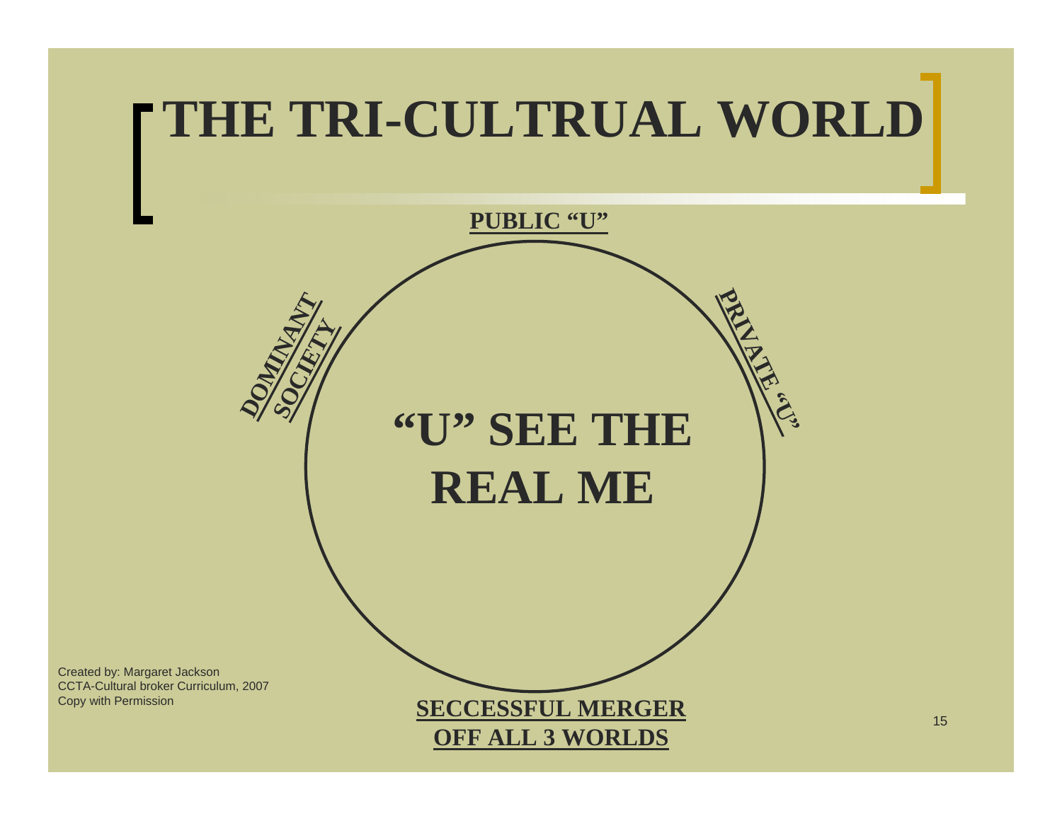# THE TRI-CULTRUAL WORLD

**PUBLIC "U"**

**DOMINANT SOCIETY**

**PRIVATE "U"**

**"U" SEE THE REAL ME**

**SECCESSFUL MERGER OFF ALL 3 WORLDS**

Created by: Margaret Jackson
CCTA-Cultural broker Curriculum, 2007
Copy with Permission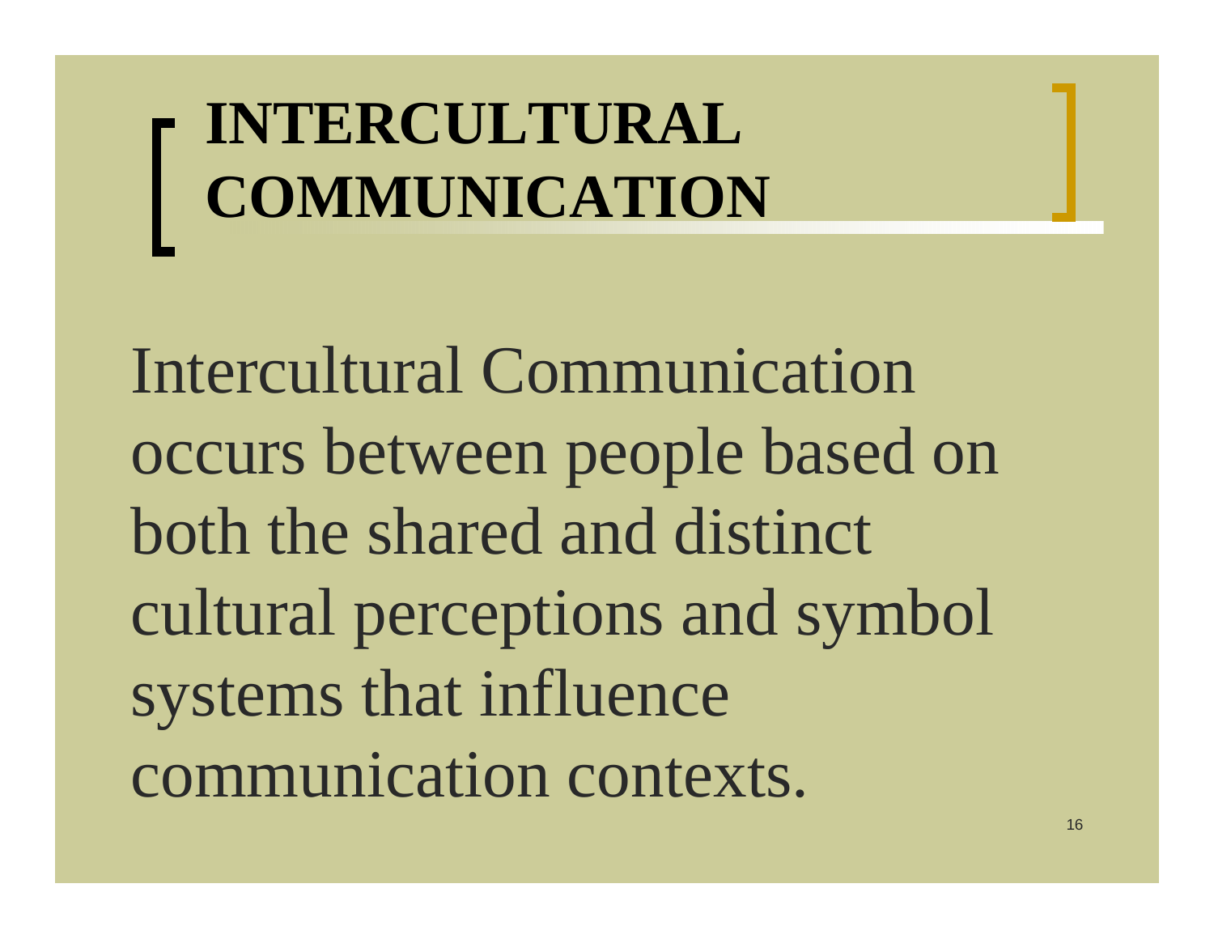# INTERCULTURAL COMMUNICATION

Intercultural Communication occurs between people based on both the shared and distinct cultural perceptions and symbol systems that influence communication contexts.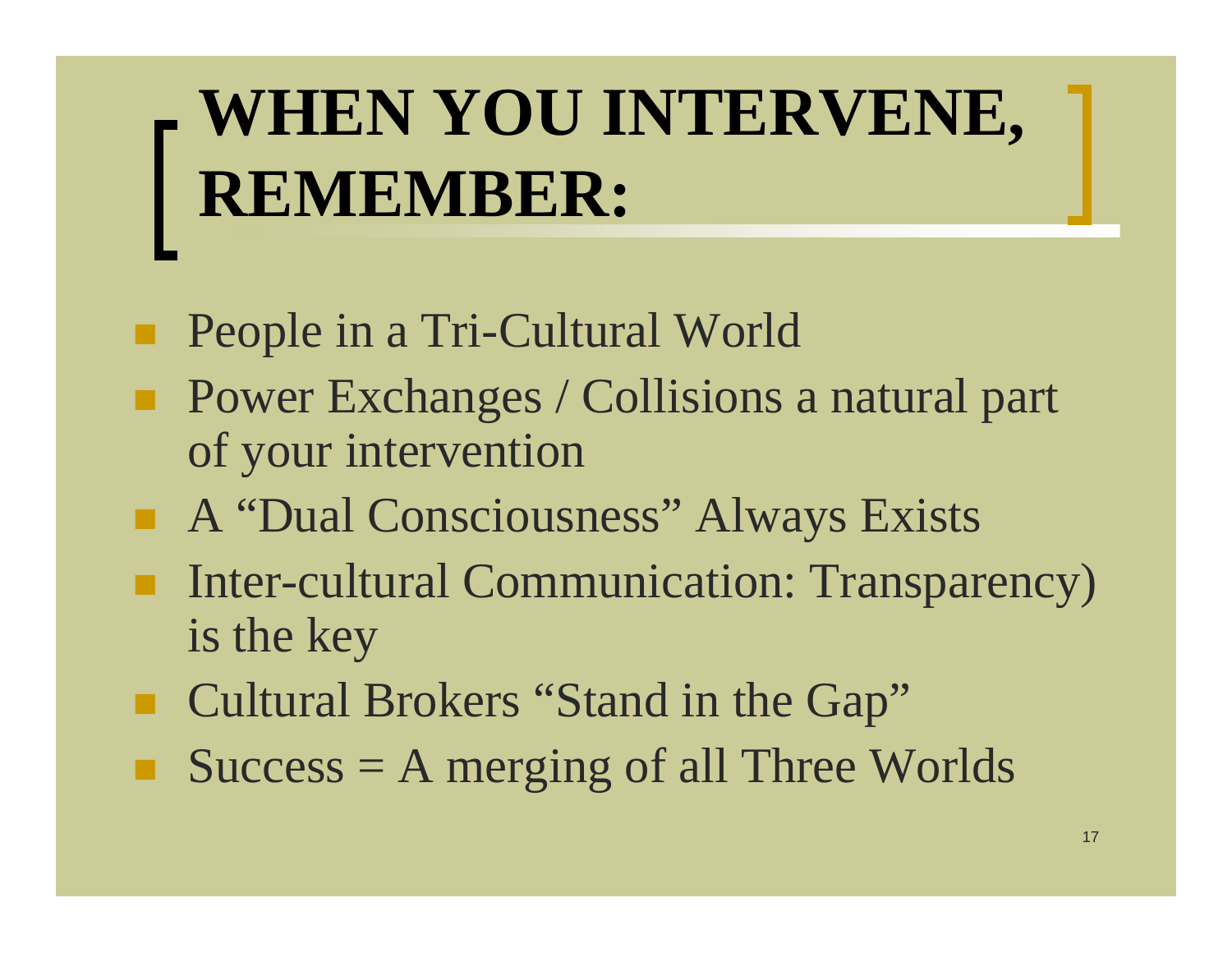# WHEN YOU INTERVENE, REMEMBER:

- People in a Tri-Cultural World
- Power Exchanges / Collisions a natural part of your intervention
- A "Dual Consciousness" Always Exists
- Inter-cultural Communication: Transparency) is the key
- Cultural Brokers "Stand in the Gap"
- Success = A merging of all Three Worlds